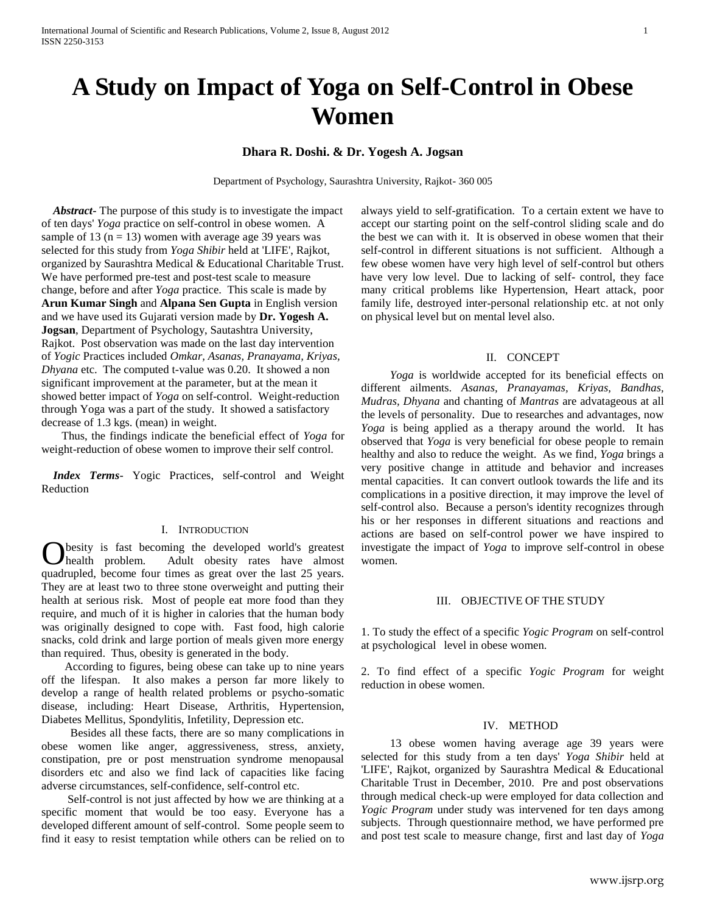# A Study on Impact of Yoga on Self-Control in Obese Women

**Dhara R. Doshi. & Dr. Yogesh A. Jogsan**

Department of Psychology, Saurashtra University, Rajkot- 360 005

***Abstract***- The purpose of this study is to investigate the impact of ten days' *Yoga* practice on self-control in obese women. A sample of 13 (n = 13) women with average age 39 years was selected for this study from *Yoga Shibir* held at 'LIFE', Rajkot, organized by Saurashtra Medical & Educational Charitable Trust. We have performed pre-test and post-test scale to measure change, before and after *Yoga* practice. This scale is made by **Arun Kumar Singh** and **Alpana Sen Gupta** in English version and we have used its Gujarati version made by **Dr. Yogesh A. Jogsan**, Department of Psychology, Sautashtra University, Rajkot. Post observation was made on the last day intervention of *Yogic* Practices included *Omkar, Asanas, Pranayama, Kriyas, Dhyana* etc. The computed t-value was 0.20. It showed a non significant improvement at the parameter, but at the mean it showed better impact of *Yoga* on self-control. Weight-reduction through Yoga was a part of the study. It showed a satisfactory decrease of 1.3 kgs. (mean) in weight.

Thus, the findings indicate the beneficial effect of *Yoga* for weight-reduction of obese women to improve their self control.

***Index Terms***- Yogic Practices, self-control and Weight Reduction

## I. Introduction

Obesity is fast becoming the developed world's greatest health problem. Adult obesity rates have almost quadrupled, become four times as great over the last 25 years. They are at least two to three stone overweight and putting their health at serious risk. Most of people eat more food than they require, and much of it is higher in calories that the human body was originally designed to cope with. Fast food, high calorie snacks, cold drink and large portion of meals given more energy than required. Thus, obesity is generated in the body.

According to figures, being obese can take up to nine years off the lifespan. It also makes a person far more likely to develop a range of health related problems or psycho-somatic disease, including: Heart Disease, Arthritis, Hypertension, Diabetes Mellitus, Spondylitis, Infetility, Depression etc.

Besides all these facts, there are so many complications in obese women like anger, aggressiveness, stress, anxiety, constipation, pre or post menstruation syndrome menopausal disorders etc and also we find lack of capacities like facing adverse circumstances, self-confidence, self-control etc.

Self-control is not just affected by how we are thinking at a specific moment that would be too easy. Everyone has a developed different amount of self-control. Some people seem to find it easy to resist temptation while others can be relied on to always yield to self-gratification. To a certain extent we have to accept our starting point on the self-control sliding scale and do the best we can with it. It is observed in obese women that their self-control in different situations is not sufficient. Although a few obese women have very high level of self-control but others have very low level. Due to lacking of self- control, they face many critical problems like Hypertension, Heart attack, poor family life, destroyed inter-personal relationship etc. at not only on physical level but on mental level also.

## II. Concept

*Yoga* is worldwide accepted for its beneficial effects on different ailments. *Asanas, Pranayamas, Kriyas, Bandhas, Mudras, Dhyana* and chanting of *Mantras* are advatageous at all the levels of personality. Due to researches and advantages, now *Yoga* is being applied as a therapy around the world. It has observed that *Yoga* is very beneficial for obese people to remain healthy and also to reduce the weight. As we find, *Yoga* brings a very positive change in attitude and behavior and increases mental capacities. It can convert outlook towards the life and its complications in a positive direction, it may improve the level of self-control also. Because a person's identity recognizes through his or her responses in different situations and reactions and actions are based on self-control power we have inspired to investigate the impact of *Yoga* to improve self-control in obese women.

## III. Objective of the Study

1. To study the effect of a specific *Yogic Program* on self-control at psychological level in obese women.

2. To find effect of a specific *Yogic Program* for weight reduction in obese women.

## IV. Method

13 obese women having average age 39 years were selected for this study from a ten days' *Yoga Shibir* held at 'LIFE', Rajkot, organized by Saurashtra Medical & Educational Charitable Trust in December, 2010. Pre and post observations through medical check-up were employed for data collection and *Yogic Program* under study was intervened for ten days among subjects. Through questionnaire method, we have performed pre and post test scale to measure change, first and last day of *Yoga*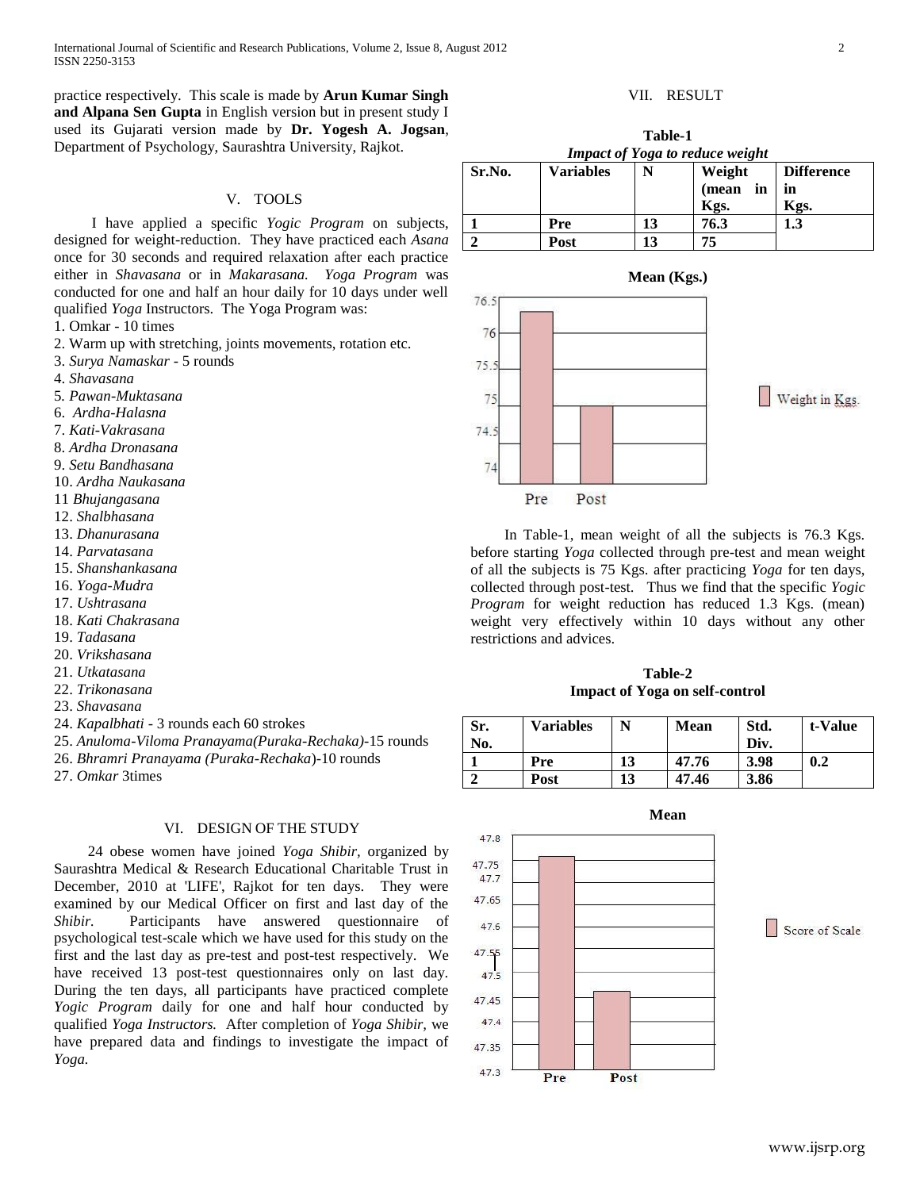practice respectively. This scale is made by **Arun Kumar Singh and Alpana Sen Gupta** in English version but in present study I used its Gujarati version made by **Dr. Yogesh A. Jogsan**, Department of Psychology, Saurashtra University, Rajkot.

## V. TOOLS

I have applied a specific *Yogic Program* on subjects, designed for weight-reduction. They have practiced each *Asana* once for 30 seconds and required relaxation after each practice either in *Shavasana* or in *Makarasana. Yoga Program* was conducted for one and half an hour daily for 10 days under well qualified *Yoga* Instructors. The Yoga Program was:

1. Omkar - 10 times
2. Warm up with stretching, joints movements, rotation etc.
3. *Surya Namaskar* - 5 rounds
4. *Shavasana*
5. *Pawan-Muktasana*
6. *Ardha-Halasna*
7. *Kati-Vakrasana*
8. *Ardha Dronasana*
9. *Setu Bandhasana*
10. *Ardha Naukasana*
11. *Bhujangasana*
12. *Shalbhasana*
13. *Dhanurasana*
14. *Parvatasana*
15. *Shanshankasana*
16. *Yoga-Mudra*
17. *Ushtrasana*
18. *Kati Chakrasana*
19. *Tadasana*
20. *Vrikshasana*
21. *Utkatasana*
22. *Trikonasana*
23. *Shavasana*
24. *Kapalbhati* - 3 rounds each 60 strokes
25. *Anuloma-Viloma Pranayama(Puraka-Rechaka)*-15 rounds
26. *Bhramri Pranayama (Puraka-Rechaka*)-10 rounds
27. *Omkar* 3times

## VI. DESIGN OF THE STUDY

24 obese women have joined *Yoga Shibir*, organized by Saurashtra Medical & Research Educational Charitable Trust in December, 2010 at 'LIFE', Rajkot for ten days. They were examined by our Medical Officer on first and last day of the *Shibir.* Participants have answered questionnaire of psychological test-scale which we have used for this study on the first and the last day as pre-test and post-test respectively. We have received 13 post-test questionnaires only on last day. During the ten days, all participants have practiced complete *Yogic Program* daily for one and half hour conducted by qualified *Yoga Instructors.* After completion of *Yoga Shibir*, we have prepared data and findings to investigate the impact of *Yoga.*

## VII. RESULT

**Table-1**
***Impact of Yoga to reduce weight***

| Sr.No. | Variables | N | Weight (mean in Kgs. | Difference in Kgs. |
|---|---|---|---|---|
| 1 | Pre | 13 | 76.3 | 1.3 |
| 2 | Post | 13 | 75 | |

**Mean (Kgs.)**

In Table-1, mean weight of all the subjects is 76.3 Kgs. before starting *Yoga* collected through pre-test and mean weight of all the subjects is 75 Kgs. after practicing *Yoga* for ten days, collected through post-test. Thus we find that the specific *Yogic Program* for weight reduction has reduced 1.3 Kgs. (mean) weight very effectively within 10 days without any other restrictions and advices.

**Table-2**
**Impact of Yoga on self-control**

| Sr. No. | Variables | N | Mean | Std. Div. | t-Value |
|---|---|---|---|---|---|
| 1 | Pre | 13 | 47.76 | 3.98 | 0.2 |
| 2 | Post | 13 | 47.46 | 3.86 | |

**Mean**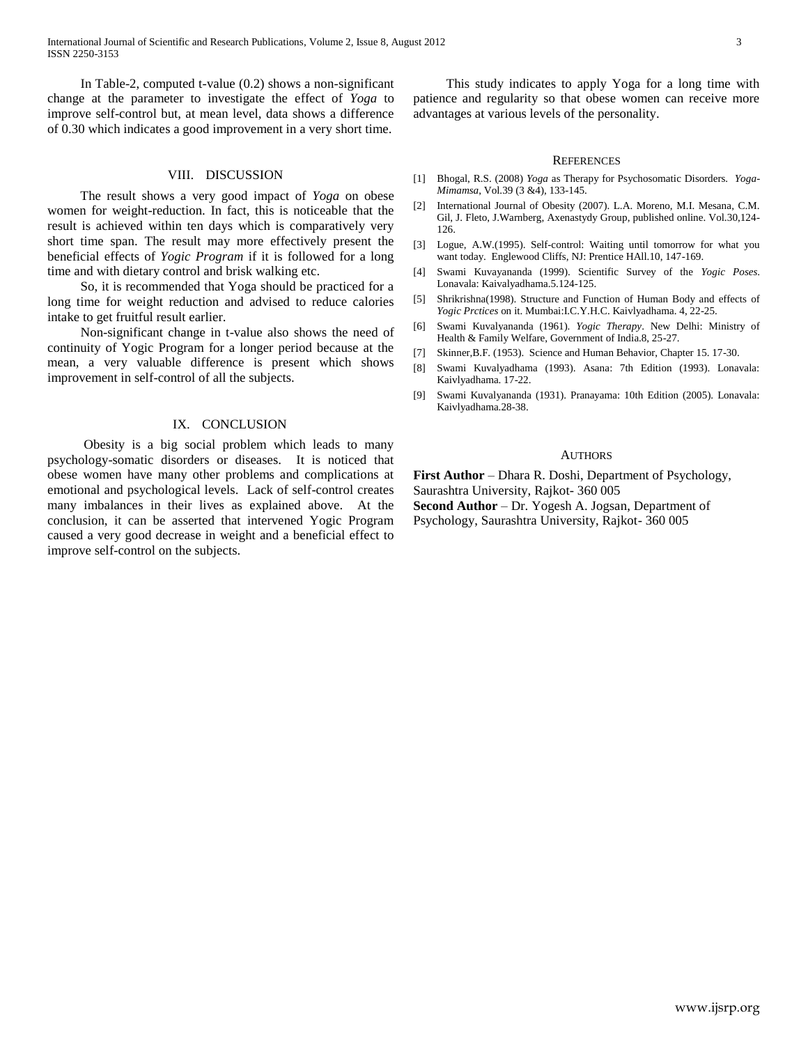In Table-2, computed t-value (0.2) shows a non-significant change at the parameter to investigate the effect of *Yoga* to improve self-control but, at mean level, data shows a difference of 0.30 which indicates a good improvement in a very short time.

## VIII. DISCUSSION

The result shows a very good impact of *Yoga* on obese women for weight-reduction. In fact, this is noticeable that the result is achieved within ten days which is comparatively very short time span. The result may more effectively present the beneficial effects of *Yogic Program* if it is followed for a long time and with dietary control and brisk walking etc.

So, it is recommended that Yoga should be practiced for a long time for weight reduction and advised to reduce calories intake to get fruitful result earlier.

Non-significant change in t-value also shows the need of continuity of Yogic Program for a longer period because at the mean, a very valuable difference is present which shows improvement in self-control of all the subjects.

## IX. CONCLUSION

Obesity is a big social problem which leads to many psychology-somatic disorders or diseases. It is noticed that obese women have many other problems and complications at emotional and psychological levels. Lack of self-control creates many imbalances in their lives as explained above. At the conclusion, it can be asserted that intervened Yogic Program caused a very good decrease in weight and a beneficial effect to improve self-control on the subjects.

This study indicates to apply Yoga for a long time with patience and regularity so that obese women can receive more advantages at various levels of the personality.

## REFERENCES

[1] Bhogal, R.S. (2008) *Yoga* as Therapy for Psychosomatic Disorders. *Yoga-Mimamsa*, Vol.39 (3 &4), 133-145.

[2] International Journal of Obesity (2007). L.A. Moreno, M.I. Mesana, C.M. Gil, J. Fleto, J.Warnberg, Axenastydy Group, published online. Vol.30,124-126.

[3] Logue, A.W.(1995). Self-control: Waiting until tomorrow for what you want today. Englewood Cliffs, NJ: Prentice HAll.10, 147-169.

[4] Swami Kuvayananda (1999). Scientific Survey of the *Yogic Poses*. Lonavala: Kaivalyadhama.5.124-125.

[5] Shrikrishna(1998). Structure and Function of Human Body and effects of *Yogic Prctices* on it. Mumbai:I.C.Y.H.C. Kaivlyadhama. 4, 22-25.

[6] Swami Kuvalyananda (1961). *Yogic Therapy*. New Delhi: Ministry of Health & Family Welfare, Government of India.8, 25-27.

[7] Skinner,B.F. (1953). Science and Human Behavior, Chapter 15. 17-30.

[8] Swami Kuvalyadhama (1993). Asana: 7th Edition (1993). Lonavala: Kaivlyadhama. 17-22.

[9] Swami Kuvalyananda (1931). Pranayama: 10th Edition (2005). Lonavala: Kaivlyadhama.28-38.

## AUTHORS

**First Author** – Dhara R. Doshi, Department of Psychology, Saurashtra University, Rajkot- 360 005

**Second Author** – Dr. Yogesh A. Jogsan, Department of Psychology, Saurashtra University, Rajkot- 360 005